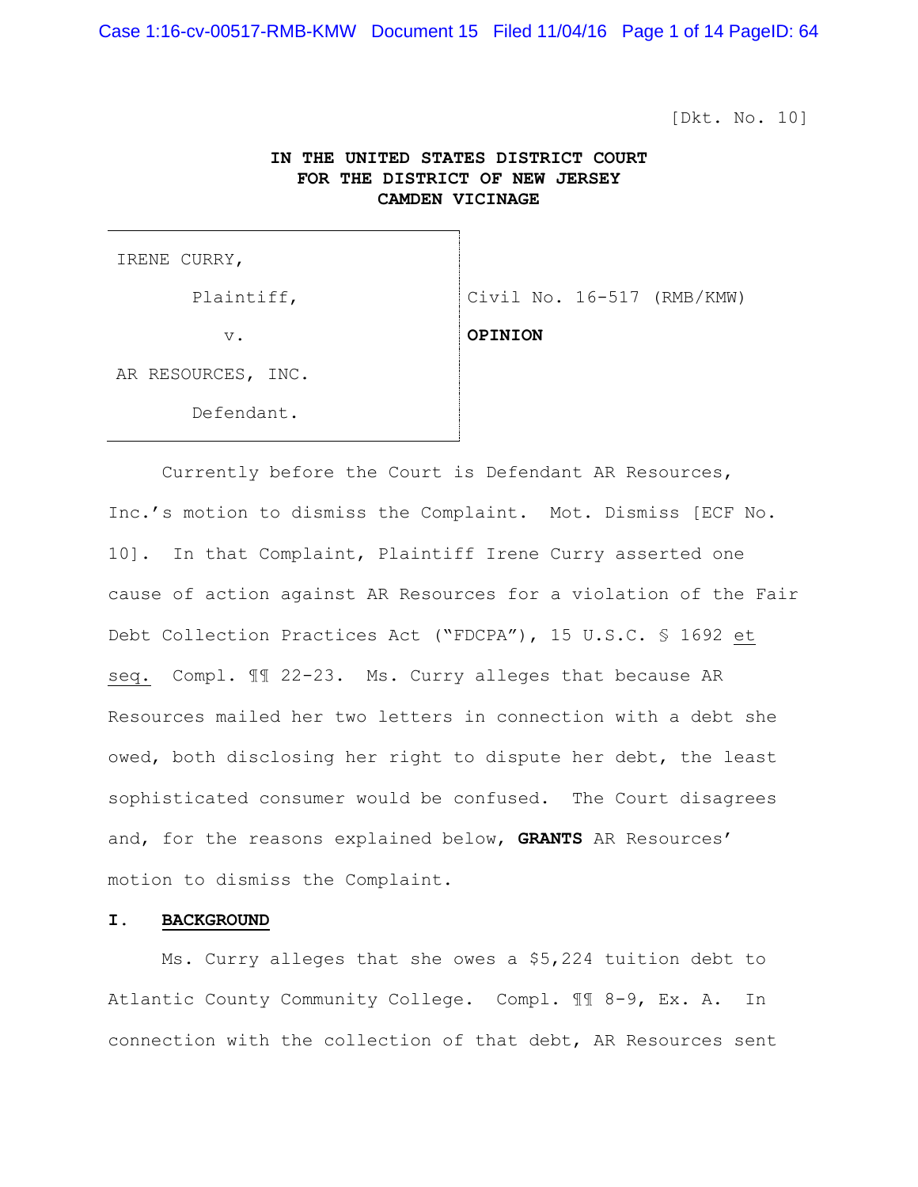[Dkt. No. 10]

**IN THE UNITED STATES DISTRICT COURT**
**FOR THE DISTRICT OF NEW JERSEY**
**CAMDEN VICINAGE**

| | |
|---|---|
| IRENE CURRY,<br><br>Plaintiff,<br><br>v.<br><br>AR RESOURCES, INC.<br><br>Defendant. | Civil No. 16-517 (RMB/KMW)<br><br>**OPINION** |

Currently before the Court is Defendant AR Resources, Inc.'s motion to dismiss the Complaint. Mot. Dismiss [ECF No. 10]. In that Complaint, Plaintiff Irene Curry asserted one cause of action against AR Resources for a violation of the Fair Debt Collection Practices Act ("FDCPA"), 15 U.S.C. § 1692 et seq. Compl. ¶¶ 22-23. Ms. Curry alleges that because AR Resources mailed her two letters in connection with a debt she owed, both disclosing her right to dispute her debt, the least sophisticated consumer would be confused. The Court disagrees and, for the reasons explained below, **GRANTS** AR Resources' motion to dismiss the Complaint.

## I. BACKGROUND

Ms. Curry alleges that she owes a $5,224 tuition debt to Atlantic County Community College. Compl. ¶¶ 8-9, Ex. A. In connection with the collection of that debt, AR Resources sent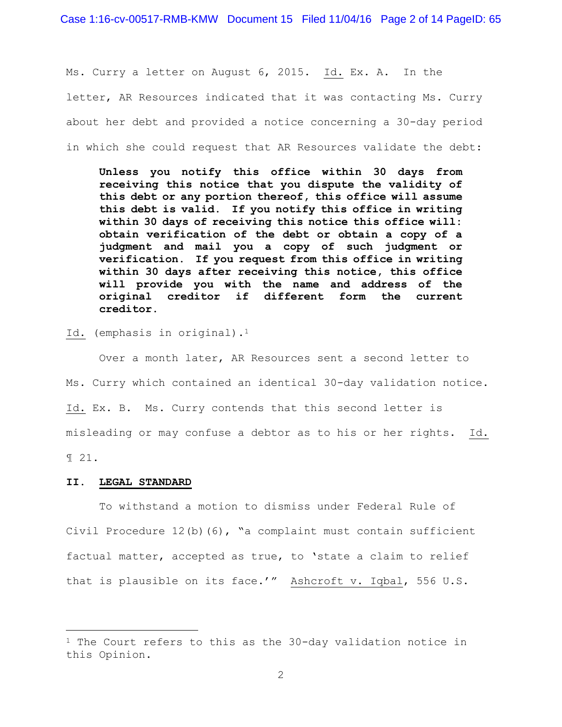Ms. Curry a letter on August 6, 2015. Id. Ex. A. In the letter, AR Resources indicated that it was contacting Ms. Curry about her debt and provided a notice concerning a 30-day period in which she could request that AR Resources validate the debt:

> **Unless you notify this office within 30 days from receiving this notice that you dispute the validity of this debt or any portion thereof, this office will assume this debt is valid. If you notify this office in writing within 30 days of receiving this notice this office will: obtain verification of the debt or obtain a copy of a judgment and mail you a copy of such judgment or verification. If you request from this office in writing within 30 days after receiving this notice, this office will provide you with the name and address of the original creditor if different form the current creditor.**

Id. (emphasis in original).[1]

Over a month later, AR Resources sent a second letter to Ms. Curry which contained an identical 30-day validation notice. Id. Ex. B. Ms. Curry contends that this second letter is misleading or may confuse a debtor as to his or her rights. Id. ¶ 21.

## II. LEGAL STANDARD

To withstand a motion to dismiss under Federal Rule of Civil Procedure 12(b)(6), "a complaint must contain sufficient factual matter, accepted as true, to 'state a claim to relief that is plausible on its face.'" Ashcroft v. Iqbal, 556 U.S.

---

[1] The Court refers to this as the 30-day validation notice in this Opinion.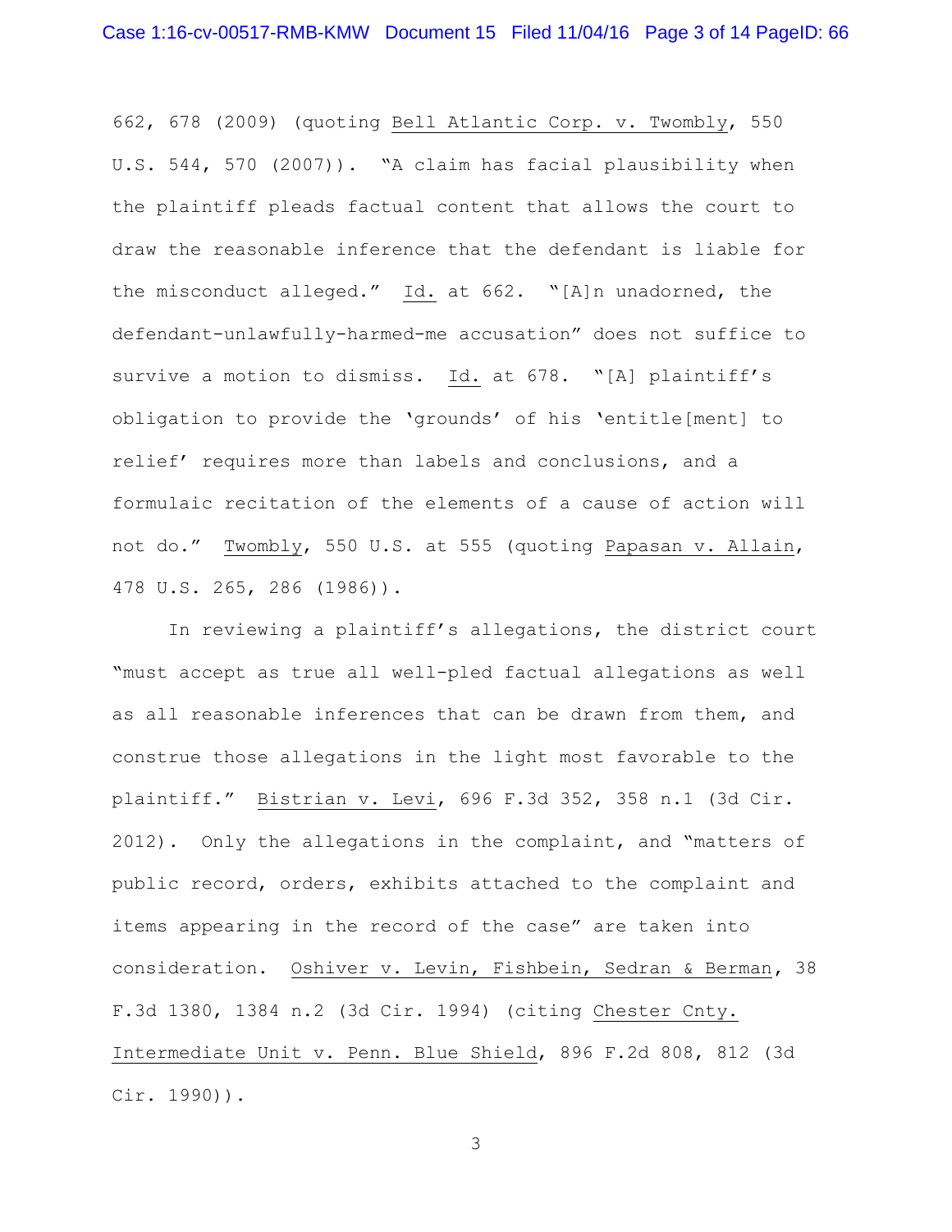662, 678 (2009) (quoting Bell Atlantic Corp. v. Twombly, 550 U.S. 544, 570 (2007)). "A claim has facial plausibility when the plaintiff pleads factual content that allows the court to draw the reasonable inference that the defendant is liable for the misconduct alleged." Id. at 662. "[A]n unadorned, the defendant-unlawfully-harmed-me accusation" does not suffice to survive a motion to dismiss. Id. at 678. "[A] plaintiff's obligation to provide the 'grounds' of his 'entitle[ment] to relief' requires more than labels and conclusions, and a formulaic recitation of the elements of a cause of action will not do." Twombly, 550 U.S. at 555 (quoting Papasan v. Allain, 478 U.S. 265, 286 (1986)).

In reviewing a plaintiff's allegations, the district court "must accept as true all well-pled factual allegations as well as all reasonable inferences that can be drawn from them, and construe those allegations in the light most favorable to the plaintiff." Bistrian v. Levi, 696 F.3d 352, 358 n.1 (3d Cir. 2012). Only the allegations in the complaint, and "matters of public record, orders, exhibits attached to the complaint and items appearing in the record of the case" are taken into consideration. Oshiver v. Levin, Fishbein, Sedran & Berman, 38 F.3d 1380, 1384 n.2 (3d Cir. 1994) (citing Chester Cnty. Intermediate Unit v. Penn. Blue Shield, 896 F.2d 808, 812 (3d Cir. 1990)).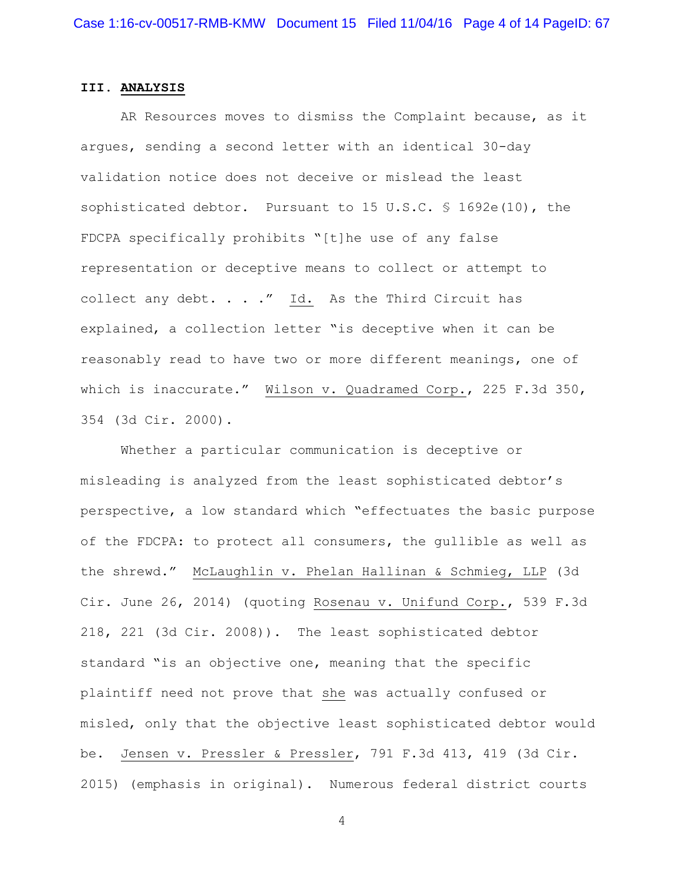### III. **ANALYSIS**

AR Resources moves to dismiss the Complaint because, as it argues, sending a second letter with an identical 30-day validation notice does not deceive or mislead the least sophisticated debtor. Pursuant to 15 U.S.C. § 1692e(10), the FDCPA specifically prohibits "[t]he use of any false representation or deceptive means to collect or attempt to collect any debt. . . ." Id. As the Third Circuit has explained, a collection letter "is deceptive when it can be reasonably read to have two or more different meanings, one of which is inaccurate." Wilson v. Quadramed Corp., 225 F.3d 350, 354 (3d Cir. 2000).

Whether a particular communication is deceptive or misleading is analyzed from the least sophisticated debtor's perspective, a low standard which "effectuates the basic purpose of the FDCPA: to protect all consumers, the gullible as well as the shrewd." McLaughlin v. Phelan Hallinan & Schmieg, LLP (3d Cir. June 26, 2014) (quoting Rosenau v. Unifund Corp., 539 F.3d 218, 221 (3d Cir. 2008)). The least sophisticated debtor standard "is an objective one, meaning that the specific plaintiff need not prove that she was actually confused or misled, only that the objective least sophisticated debtor would be. Jensen v. Pressler & Pressler, 791 F.3d 413, 419 (3d Cir. 2015) (emphasis in original). Numerous federal district courts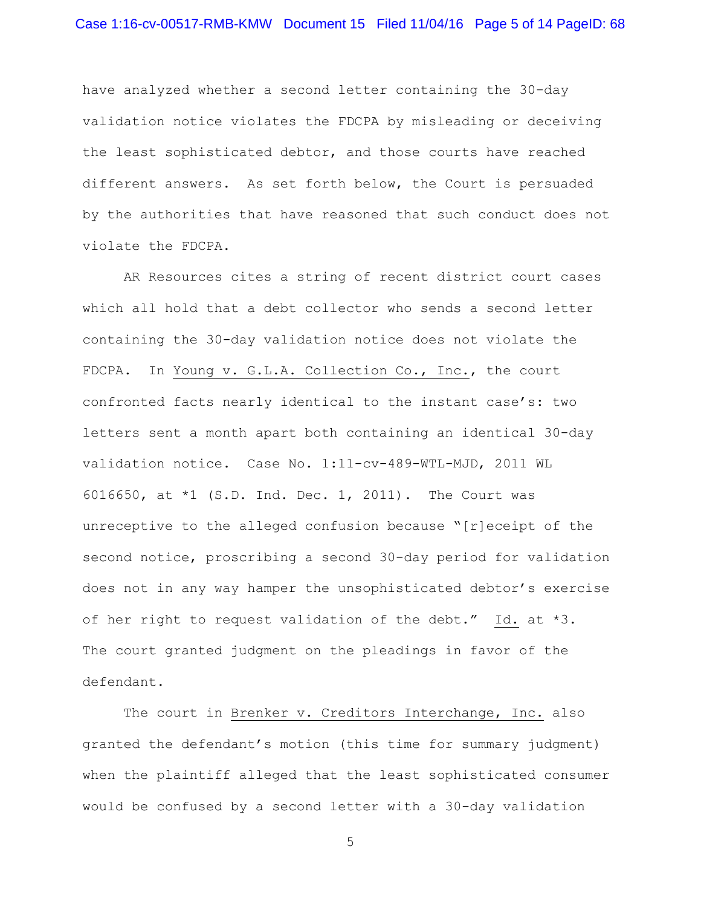have analyzed whether a second letter containing the 30-day validation notice violates the FDCPA by misleading or deceiving the least sophisticated debtor, and those courts have reached different answers. As set forth below, the Court is persuaded by the authorities that have reasoned that such conduct does not violate the FDCPA.

AR Resources cites a string of recent district court cases which all hold that a debt collector who sends a second letter containing the 30-day validation notice does not violate the FDCPA. In Young v. G.L.A. Collection Co., Inc., the court confronted facts nearly identical to the instant case's: two letters sent a month apart both containing an identical 30-day validation notice. Case No. 1:11-cv-489-WTL-MJD, 2011 WL 6016650, at *1 (S.D. Ind. Dec. 1, 2011). The Court was unreceptive to the alleged confusion because "[r]eceipt of the second notice, proscribing a second 30-day period for validation does not in any way hamper the unsophisticated debtor's exercise of her right to request validation of the debt." Id. at *3. The court granted judgment on the pleadings in favor of the defendant.

The court in Brenker v. Creditors Interchange, Inc. also granted the defendant's motion (this time for summary judgment) when the plaintiff alleged that the least sophisticated consumer would be confused by a second letter with a 30-day validation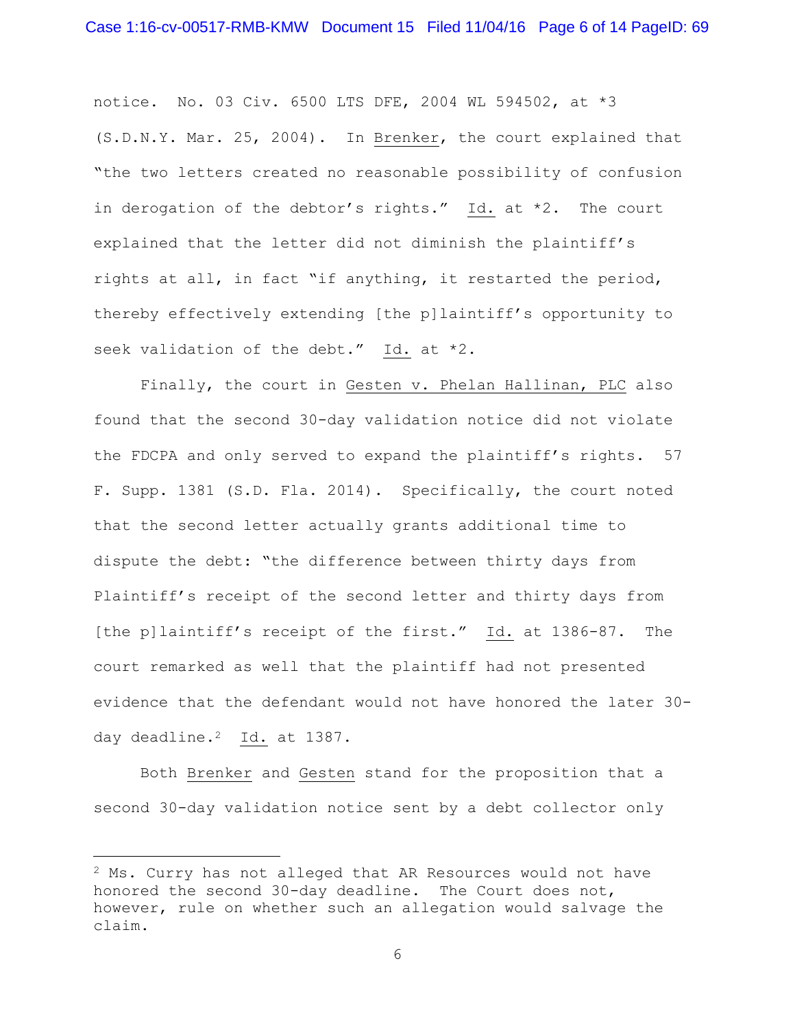notice. No. 03 Civ. 6500 LTS DFE, 2004 WL 594502, at *3 (S.D.N.Y. Mar. 25, 2004). In Brenker, the court explained that "the two letters created no reasonable possibility of confusion in derogation of the debtor's rights." Id. at *2. The court explained that the letter did not diminish the plaintiff's rights at all, in fact "if anything, it restarted the period, thereby effectively extending [the p]laintiff's opportunity to seek validation of the debt." Id. at *2.

Finally, the court in Gesten v. Phelan Hallinan, PLC also found that the second 30-day validation notice did not violate the FDCPA and only served to expand the plaintiff's rights. 57 F. Supp. 1381 (S.D. Fla. 2014). Specifically, the court noted that the second letter actually grants additional time to dispute the debt: "the difference between thirty days from Plaintiff's receipt of the second letter and thirty days from [the p]laintiff's receipt of the first." Id. at 1386-87. The court remarked as well that the plaintiff had not presented evidence that the defendant would not have honored the later 30-day deadline.[2] Id. at 1387.

Both Brenker and Gesten stand for the proposition that a second 30-day validation notice sent by a debt collector only

---

[2] Ms. Curry has not alleged that AR Resources would not have honored the second 30-day deadline. The Court does not, however, rule on whether such an allegation would salvage the claim.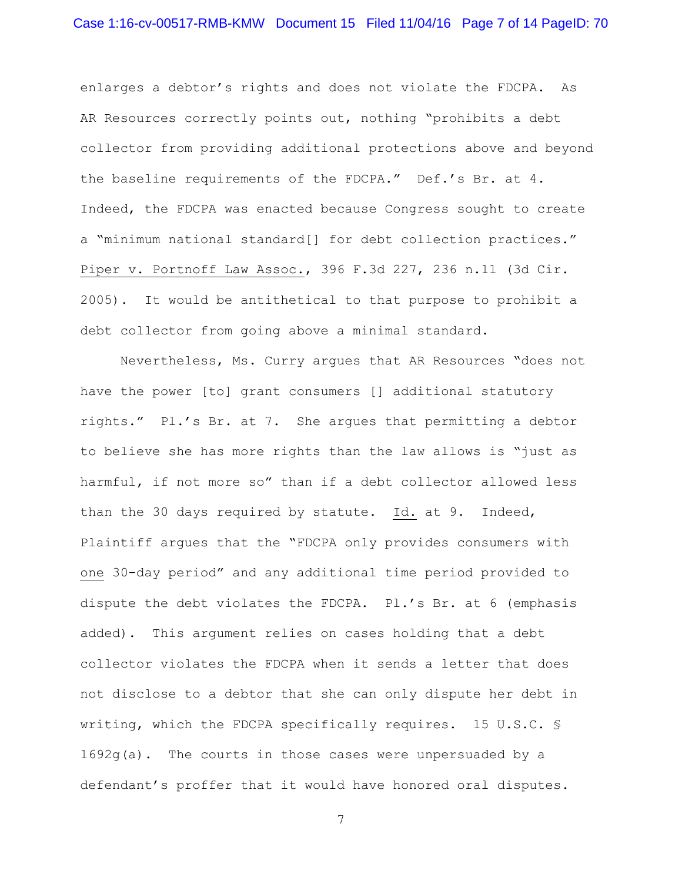enlarges a debtor's rights and does not violate the FDCPA. As AR Resources correctly points out, nothing "prohibits a debt collector from providing additional protections above and beyond the baseline requirements of the FDCPA." Def.'s Br. at 4. Indeed, the FDCPA was enacted because Congress sought to create a "minimum national standard[] for debt collection practices." Piper v. Portnoff Law Assoc., 396 F.3d 227, 236 n.11 (3d Cir. 2005). It would be antithetical to that purpose to prohibit a debt collector from going above a minimal standard.

Nevertheless, Ms. Curry argues that AR Resources "does not have the power [to] grant consumers [] additional statutory rights." Pl.'s Br. at 7. She argues that permitting a debtor to believe she has more rights than the law allows is "just as harmful, if not more so" than if a debt collector allowed less than the 30 days required by statute. Id. at 9. Indeed, Plaintiff argues that the "FDCPA only provides consumers with one 30-day period" and any additional time period provided to dispute the debt violates the FDCPA. Pl.'s Br. at 6 (emphasis added). This argument relies on cases holding that a debt collector violates the FDCPA when it sends a letter that does not disclose to a debtor that she can only dispute her debt in writing, which the FDCPA specifically requires. 15 U.S.C. § 1692g(a). The courts in those cases were unpersuaded by a defendant's proffer that it would have honored oral disputes.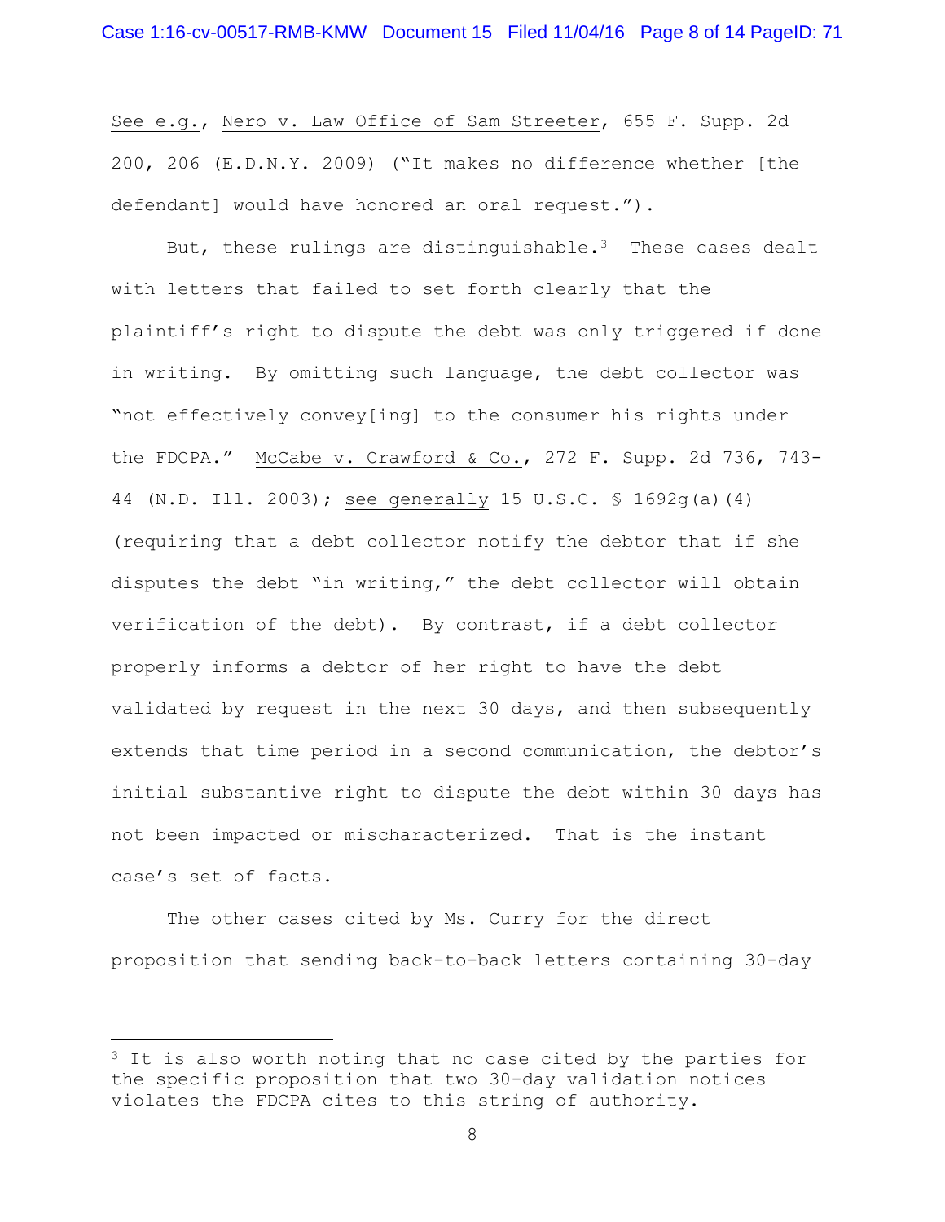*See e.g.*, *Nero v. Law Office of Sam Streeter*, 655 F. Supp. 2d 200, 206 (E.D.N.Y. 2009) ("It makes no difference whether [the defendant] would have honored an oral request.").

But, these rulings are distinguishable.[3] These cases dealt with letters that failed to set forth clearly that the plaintiff's right to dispute the debt was only triggered if done in writing. By omitting such language, the debt collector was "not effectively convey[ing] to the consumer his rights under the FDCPA." *McCabe v. Crawford & Co.*, 272 F. Supp. 2d 736, 743-44 (N.D. Ill. 2003); *see generally* 15 U.S.C. § 1692g(a)(4) (requiring that a debt collector notify the debtor that if she disputes the debt "in writing," the debt collector will obtain verification of the debt). By contrast, if a debt collector properly informs a debtor of her right to have the debt validated by request in the next 30 days, and then subsequently extends that time period in a second communication, the debtor's initial substantive right to dispute the debt within 30 days has not been impacted or mischaracterized. That is the instant case's set of facts.

The other cases cited by Ms. Curry for the direct proposition that sending back-to-back letters containing 30-day

---

[3] It is also worth noting that no case cited by the parties for the specific proposition that two 30-day validation notices violates the FDCPA cites to this string of authority.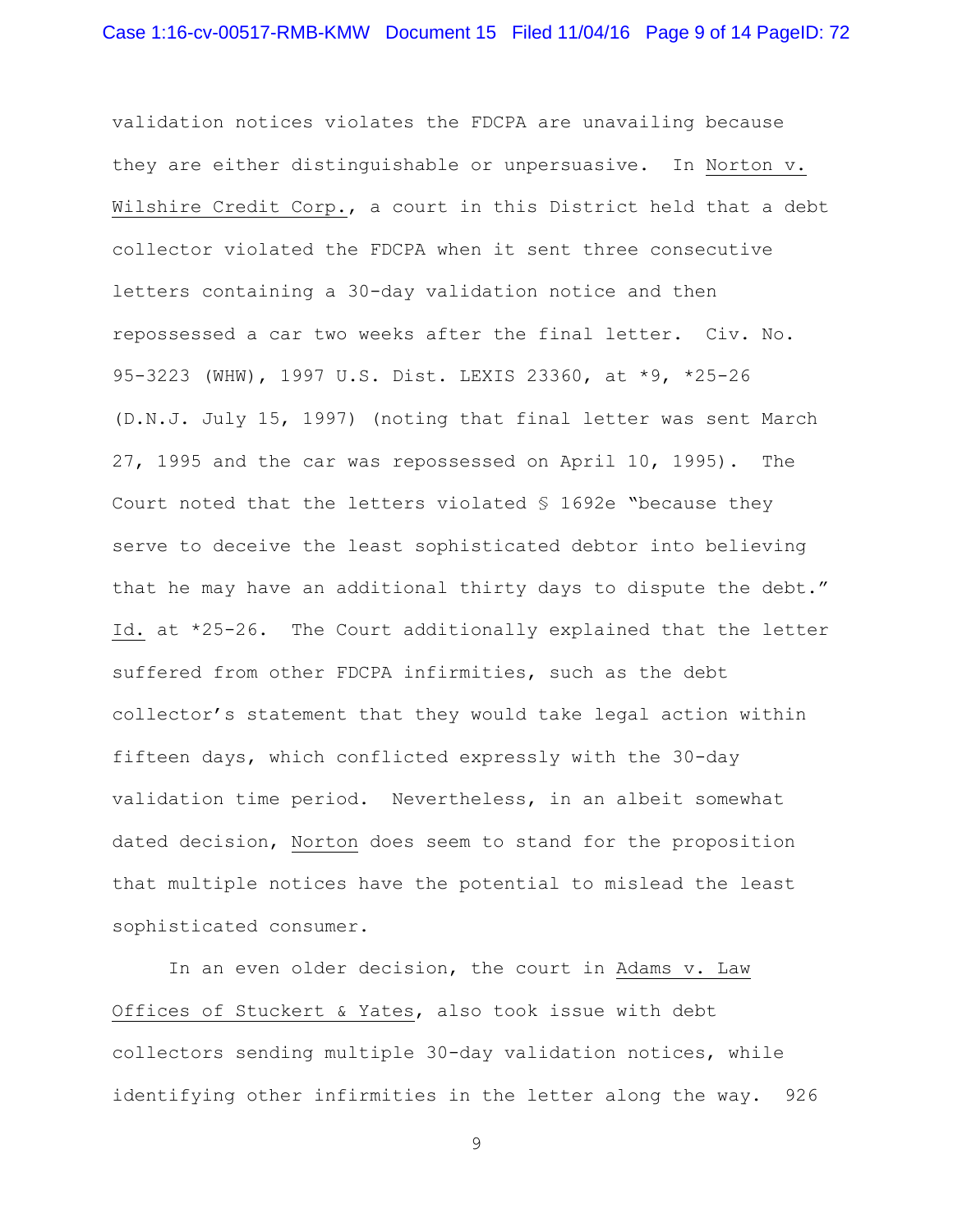validation notices violates the FDCPA are unavailing because they are either distinguishable or unpersuasive. In Norton v. Wilshire Credit Corp., a court in this District held that a debt collector violated the FDCPA when it sent three consecutive letters containing a 30-day validation notice and then repossessed a car two weeks after the final letter. Civ. No. 95-3223 (WHW), 1997 U.S. Dist. LEXIS 23360, at *9, *25-26 (D.N.J. July 15, 1997) (noting that final letter was sent March 27, 1995 and the car was repossessed on April 10, 1995). The Court noted that the letters violated § 1692e "because they serve to deceive the least sophisticated debtor into believing that he may have an additional thirty days to dispute the debt." Id. at *25-26. The Court additionally explained that the letter suffered from other FDCPA infirmities, such as the debt collector's statement that they would take legal action within fifteen days, which conflicted expressly with the 30-day validation time period. Nevertheless, in an albeit somewhat dated decision, Norton does seem to stand for the proposition that multiple notices have the potential to mislead the least sophisticated consumer.

In an even older decision, the court in Adams v. Law Offices of Stuckert & Yates, also took issue with debt collectors sending multiple 30-day validation notices, while identifying other infirmities in the letter along the way. 926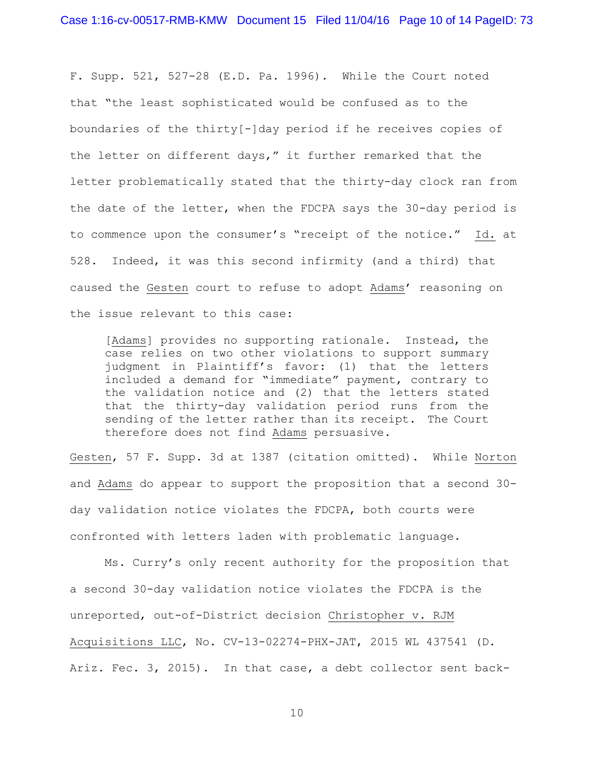F. Supp. 521, 527-28 (E.D. Pa. 1996). While the Court noted that "the least sophisticated would be confused as to the boundaries of the thirty[-]day period if he receives copies of the letter on different days," it further remarked that the letter problematically stated that the thirty-day clock ran from the date of the letter, when the FDCPA says the 30-day period is to commence upon the consumer's "receipt of the notice." Id. at 528. Indeed, it was this second infirmity (and a third) that caused the Gesten court to refuse to adopt Adams' reasoning on the issue relevant to this case:

> [Adams] provides no supporting rationale. Instead, the case relies on two other violations to support summary judgment in Plaintiff's favor: (1) that the letters included a demand for "immediate" payment, contrary to the validation notice and (2) that the letters stated that the thirty-day validation period runs from the sending of the letter rather than its receipt. The Court therefore does not find Adams persuasive.

Gesten, 57 F. Supp. 3d at 1387 (citation omitted). While Norton and Adams do appear to support the proposition that a second 30-day validation notice violates the FDCPA, both courts were confronted with letters laden with problematic language.

Ms. Curry's only recent authority for the proposition that a second 30-day validation notice violates the FDCPA is the unreported, out-of-District decision Christopher v. RJM Acquisitions LLC, No. CV-13-02274-PHX-JAT, 2015 WL 437541 (D. Ariz. Fec. 3, 2015). In that case, a debt collector sent back-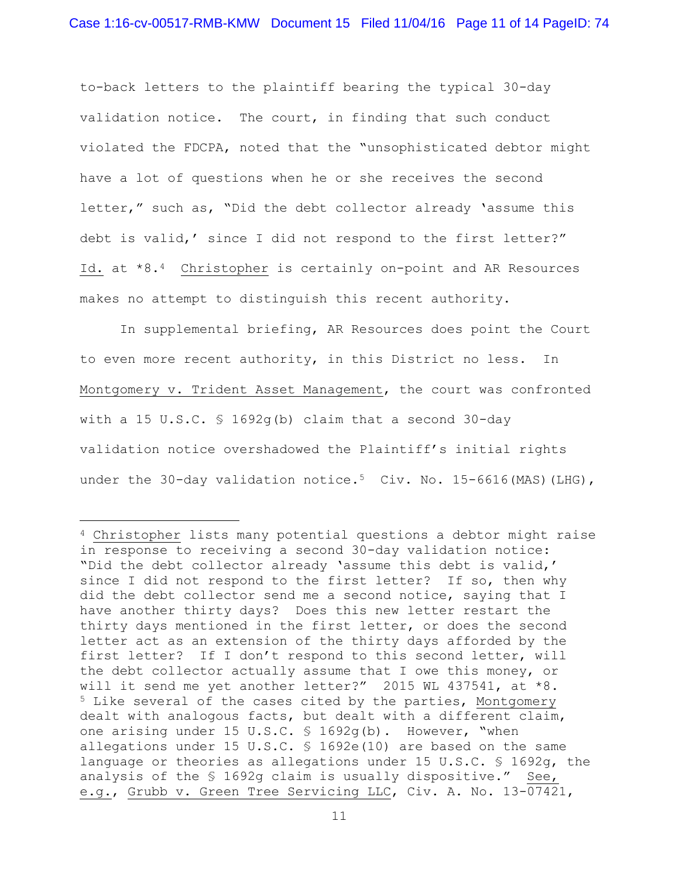to-back letters to the plaintiff bearing the typical 30-day validation notice. The court, in finding that such conduct violated the FDCPA, noted that the "unsophisticated debtor might have a lot of questions when he or she receives the second letter," such as, "Did the debt collector already 'assume this debt is valid,' since I did not respond to the first letter?" Id. at *8.[4] Christopher is certainly on-point and AR Resources makes no attempt to distinguish this recent authority.

In supplemental briefing, AR Resources does point the Court to even more recent authority, in this District no less. In Montgomery v. Trident Asset Management, the court was confronted with a 15 U.S.C. § 1692g(b) claim that a second 30-day validation notice overshadowed the Plaintiff's initial rights under the 30-day validation notice.[5] Civ. No. 15-6616(MAS)(LHG),

---

[4] Christopher lists many potential questions a debtor might raise in response to receiving a second 30-day validation notice: "Did the debt collector already 'assume this debt is valid,' since I did not respond to the first letter? If so, then why did the debt collector send me a second notice, saying that I have another thirty days? Does this new letter restart the thirty days mentioned in the first letter, or does the second letter act as an extension of the thirty days afforded by the first letter? If I don't respond to this second letter, will the debt collector actually assume that I owe this money, or will it send me yet another letter?" 2015 WL 437541, at *8.

[5] Like several of the cases cited by the parties, Montgomery dealt with analogous facts, but dealt with a different claim, one arising under 15 U.S.C. § 1692g(b). However, "when allegations under 15 U.S.C. § 1692e(10) are based on the same language or theories as allegations under 15 U.S.C. § 1692g, the analysis of the § 1692g claim is usually dispositive." See, e.g., Grubb v. Green Tree Servicing LLC, Civ. A. No. 13-07421,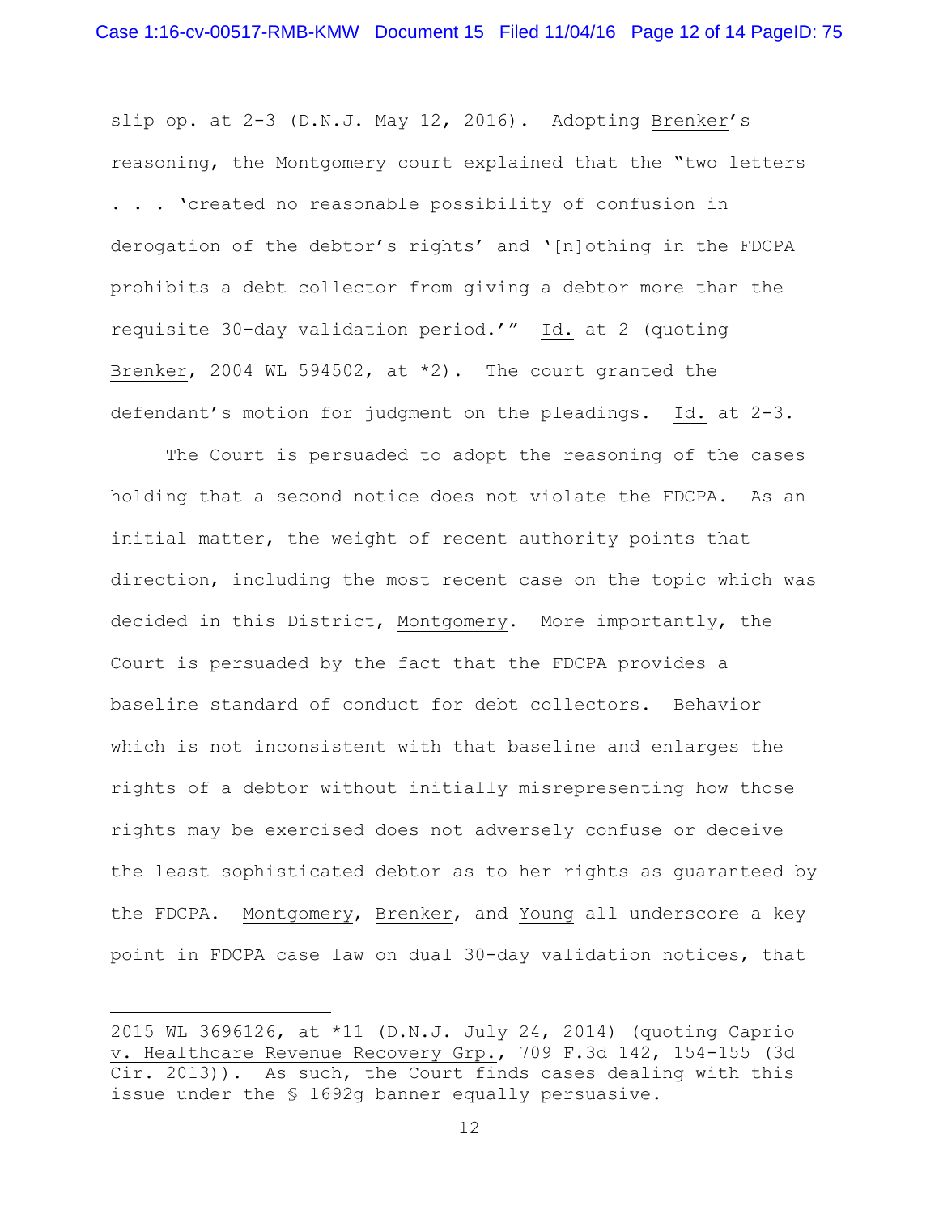slip op. at 2-3 (D.N.J. May 12, 2016). Adopting Brenker's reasoning, the Montgomery court explained that the "two letters . . . 'created no reasonable possibility of confusion in derogation of the debtor's rights' and '[n]othing in the FDCPA prohibits a debt collector from giving a debtor more than the requisite 30-day validation period.'" Id. at 2 (quoting Brenker, 2004 WL 594502, at *2). The court granted the defendant's motion for judgment on the pleadings. Id. at 2-3.

The Court is persuaded to adopt the reasoning of the cases holding that a second notice does not violate the FDCPA. As an initial matter, the weight of recent authority points that direction, including the most recent case on the topic which was decided in this District, Montgomery. More importantly, the Court is persuaded by the fact that the FDCPA provides a baseline standard of conduct for debt collectors. Behavior which is not inconsistent with that baseline and enlarges the rights of a debtor without initially misrepresenting how those rights may be exercised does not adversely confuse or deceive the least sophisticated debtor as to her rights as guaranteed by the FDCPA. Montgomery, Brenker, and Young all underscore a key point in FDCPA case law on dual 30-day validation notices, that

---

2015 WL 3696126, at *11 (D.N.J. July 24, 2014) (quoting Caprio v. Healthcare Revenue Recovery Grp., 709 F.3d 142, 154-155 (3d Cir. 2013)). As such, the Court finds cases dealing with this issue under the § 1692g banner equally persuasive.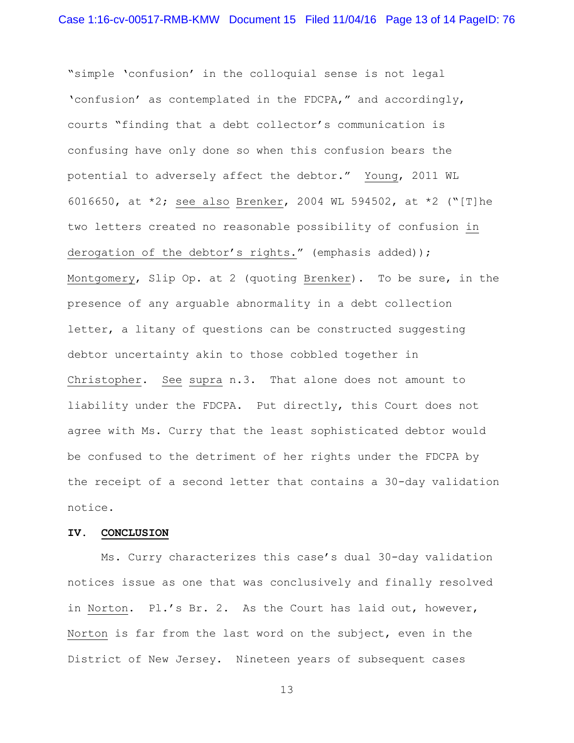"simple 'confusion' in the colloquial sense is not legal 'confusion' as contemplated in the FDCPA," and accordingly, courts "finding that a debt collector's communication is confusing have only done so when this confusion bears the potential to adversely affect the debtor." Young, 2011 WL 6016650, at *2; see also Brenker, 2004 WL 594502, at *2 ("[T]he two letters created no reasonable possibility of confusion in derogation of the debtor's rights." (emphasis added)); Montgomery, Slip Op. at 2 (quoting Brenker). To be sure, in the presence of any arguable abnormality in a debt collection letter, a litany of questions can be constructed suggesting debtor uncertainty akin to those cobbled together in Christopher. See supra n.3. That alone does not amount to liability under the FDCPA. Put directly, this Court does not agree with Ms. Curry that the least sophisticated debtor would be confused to the detriment of her rights under the FDCPA by the receipt of a second letter that contains a 30-day validation notice.

## IV. CONCLUSION

Ms. Curry characterizes this case's dual 30-day validation notices issue as one that was conclusively and finally resolved in Norton. Pl.'s Br. 2. As the Court has laid out, however, Norton is far from the last word on the subject, even in the District of New Jersey. Nineteen years of subsequent cases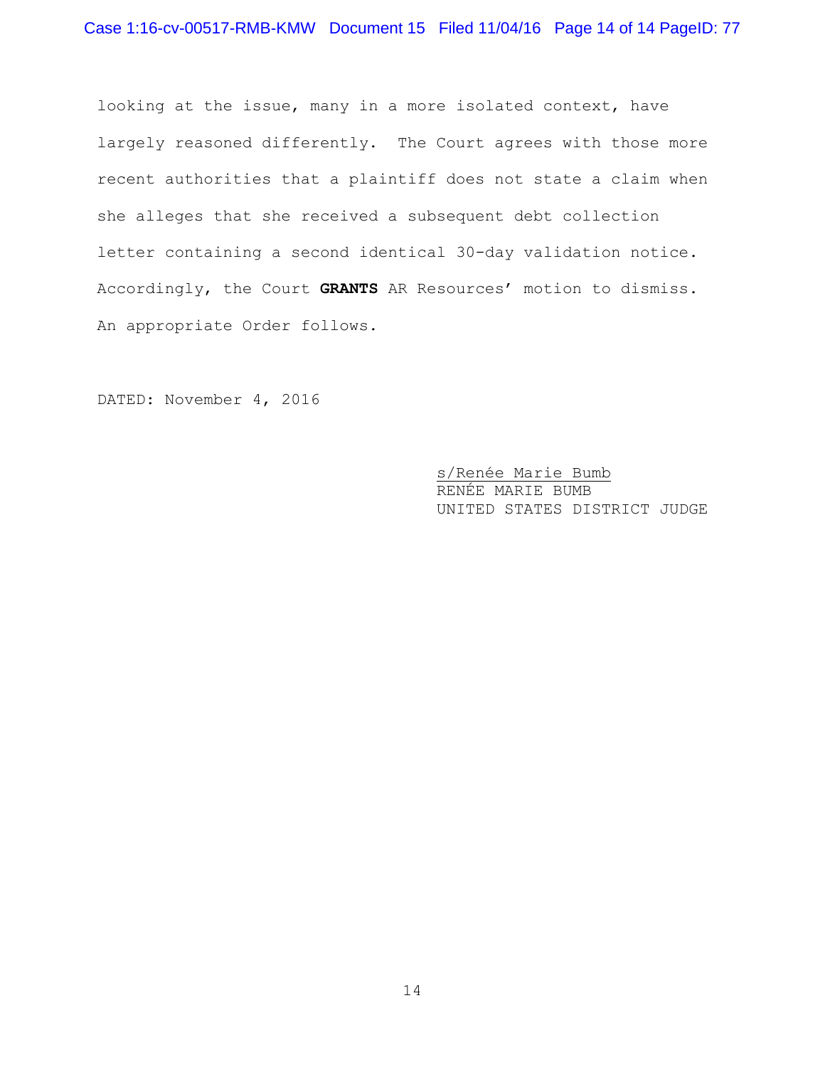looking at the issue, many in a more isolated context, have largely reasoned differently. The Court agrees with those more recent authorities that a plaintiff does not state a claim when she alleges that she received a subsequent debt collection letter containing a second identical 30-day validation notice. Accordingly, the Court **GRANTS** AR Resources' motion to dismiss. An appropriate Order follows.

DATED: November 4, 2016

s/Renée Marie Bumb
RENÉE MARIE BUMB
UNITED STATES DISTRICT JUDGE